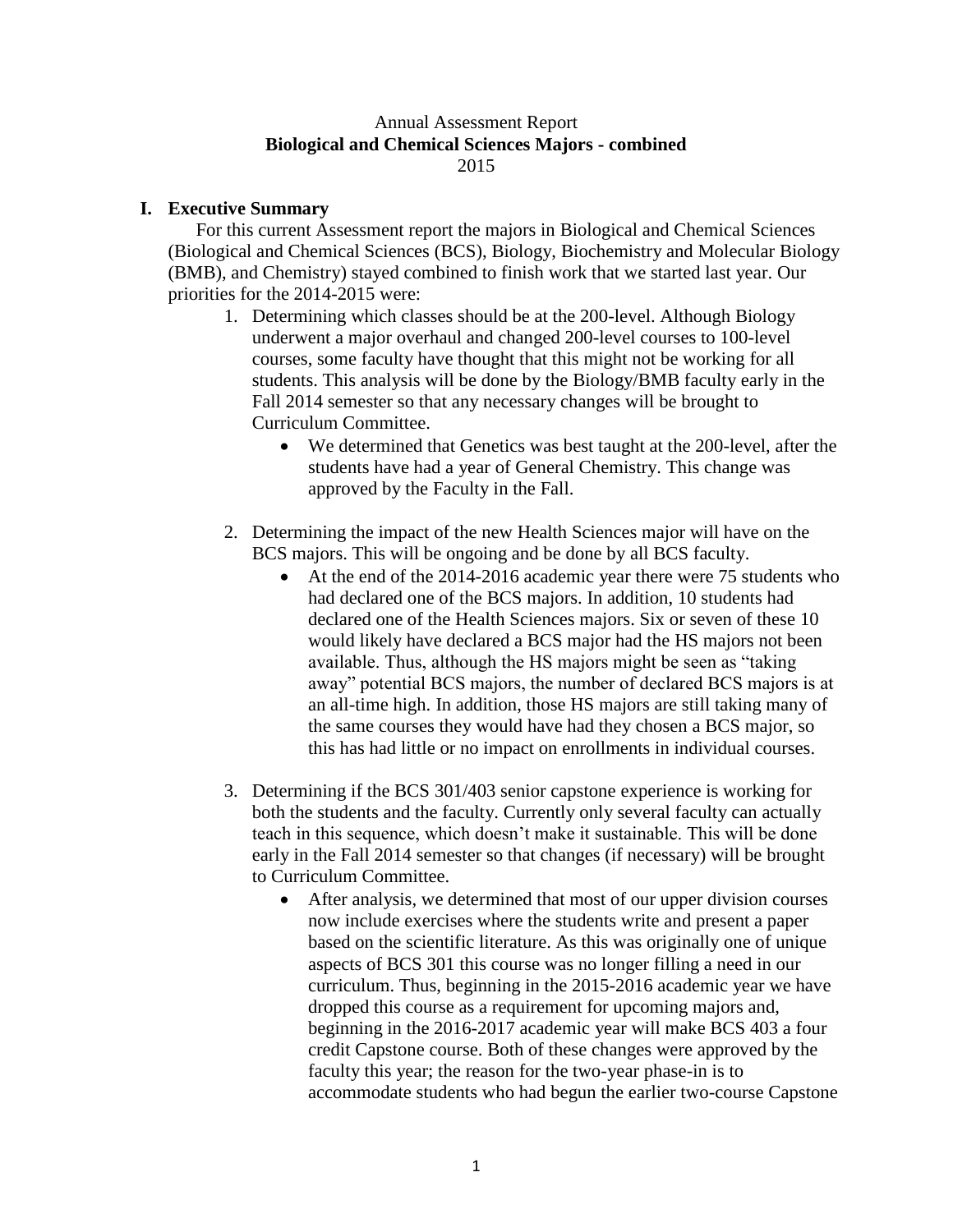Annual Assessment Report

**Biological and Chemical Sciences Majors - combined**

2015

## I. Executive Summary

For this current Assessment report the majors in Biological and Chemical Sciences (Biological and Chemical Sciences (BCS), Biology, Biochemistry and Molecular Biology (BMB), and Chemistry) stayed combined to finish work that we started last year. Our priorities for the 2014-2015 were:

1. Determining which classes should be at the 200-level. Although Biology underwent a major overhaul and changed 200-level courses to 100-level courses, some faculty have thought that this might not be working for all students. This analysis will be done by the Biology/BMB faculty early in the Fall 2014 semester so that any necessary changes will be brought to Curriculum Committee.
   - We determined that Genetics was best taught at the 200-level, after the students have had a year of General Chemistry. This change was approved by the Faculty in the Fall.

2. Determining the impact of the new Health Sciences major will have on the BCS majors. This will be ongoing and be done by all BCS faculty.
   - At the end of the 2014-2016 academic year there were 75 students who had declared one of the BCS majors. In addition, 10 students had declared one of the Health Sciences majors. Six or seven of these 10 would likely have declared a BCS major had the HS majors not been available. Thus, although the HS majors might be seen as "taking away" potential BCS majors, the number of declared BCS majors is at an all-time high. In addition, those HS majors are still taking many of the same courses they would have had they chosen a BCS major, so this has had little or no impact on enrollments in individual courses.

3. Determining if the BCS 301/403 senior capstone experience is working for both the students and the faculty. Currently only several faculty can actually teach in this sequence, which doesn't make it sustainable. This will be done early in the Fall 2014 semester so that changes (if necessary) will be brought to Curriculum Committee.
   - After analysis, we determined that most of our upper division courses now include exercises where the students write and present a paper based on the scientific literature. As this was originally one of unique aspects of BCS 301 this course was no longer filling a need in our curriculum. Thus, beginning in the 2015-2016 academic year we have dropped this course as a requirement for upcoming majors and, beginning in the 2016-2017 academic year will make BCS 403 a four credit Capstone course. Both of these changes were approved by the faculty this year; the reason for the two-year phase-in is to accommodate students who had begun the earlier two-course Capstone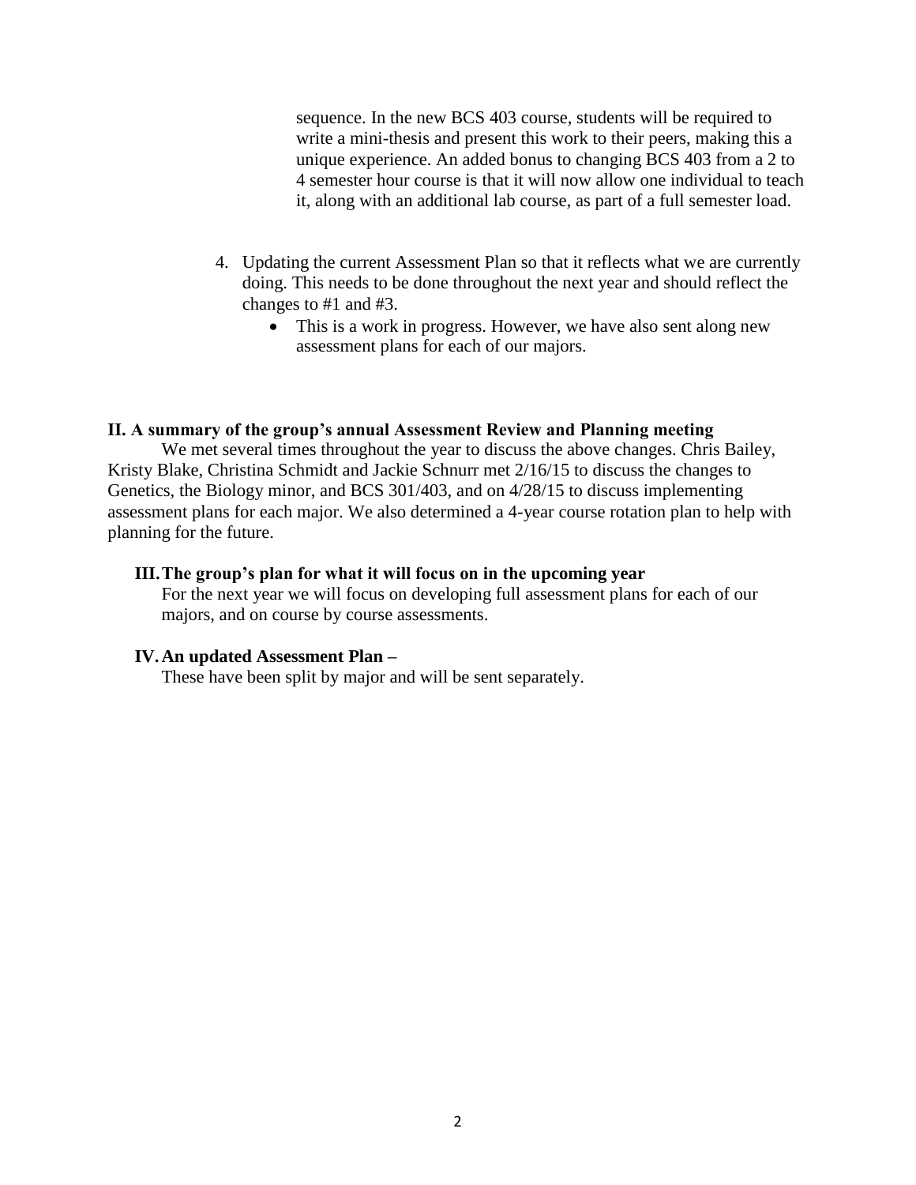sequence. In the new BCS 403 course, students will be required to write a mini-thesis and present this work to their peers, making this a unique experience. An added bonus to changing BCS 403 from a 2 to 4 semester hour course is that it will now allow one individual to teach it, along with an additional lab course, as part of a full semester load.

4. Updating the current Assessment Plan so that it reflects what we are currently doing. This needs to be done throughout the next year and should reflect the changes to #1 and #3.
   - This is a work in progress. However, we have also sent along new assessment plans for each of our majors.

## II. A summary of the group's annual Assessment Review and Planning meeting

We met several times throughout the year to discuss the above changes. Chris Bailey, Kristy Blake, Christina Schmidt and Jackie Schnurr met 2/16/15 to discuss the changes to Genetics, the Biology minor, and BCS 301/403, and on 4/28/15 to discuss implementing assessment plans for each major. We also determined a 4-year course rotation plan to help with planning for the future.

## III. The group's plan for what it will focus on in the upcoming year

For the next year we will focus on developing full assessment plans for each of our majors, and on course by course assessments.

## IV. An updated Assessment Plan –

These have been split by major and will be sent separately.